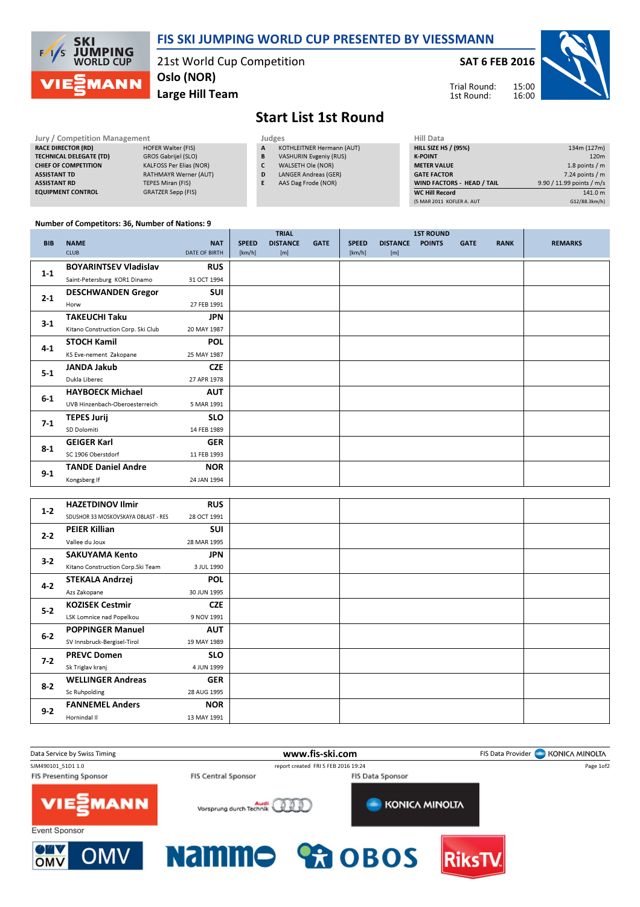# FIS SKI JUMPING WORLD CUP PRESENTED BY VIESSMANN

21st World Cup Competition
Oslo (NOR)
Large Hill Team

**SAT 6 FEB 2016**

Trial Round: 15:00
1st Round: 16:00

## Start List 1st Round

| Jury / Competition Management | |
|---|---|
| RACE DIRECTOR (RD) | HOFER Walter (FIS) |
| TECHNICAL DELEGATE (TD) | GROS Gabrijel (SLO) |
| CHIEF OF COMPETITION | KALFOSS Per Elias (NOR) |
| ASSISTANT TD | RATHMAYR Werner (AUT) |
| ASSISTANT RD | TEPES Miran (FIS) |
| EQUIPMENT CONTROL | GRATZER Sepp (FIS) |

| Judges | |
|---|---|
| A | KOTHLEITNER Hermann (AUT) |
| B | VASHURIN Evgeniy (RUS) |
| C | WALSETH Ole (NOR) |
| D | LANGER Andreas (GER) |
| E | AAS Dag Frode (NOR) |

| Hill Data | |
|---|---|
| HILL SIZE HS / (95%) | 134m (127m) |
| K-POINT | 120m |
| METER VALUE | 1.8 points / m |
| GATE FACTOR | 7.24 points / m |
| WIND FACTORS - HEAD / TAIL | 9.90 / 11.99 points / m/s |
| WC Hill Record | 141.0 m |
| (5 MAR 2011 KOFLER A. AUT | G12/88.3km/h) |

Number of Competitors: 36, Number of Nations: 9

| BIB | NAME / CLUB | NAT / DATE OF BIRTH | TRIAL SPEED [km/h] | TRIAL DISTANCE [m] | TRIAL GATE | 1ST ROUND SPEED [km/h] | 1ST ROUND DISTANCE [m] | 1ST ROUND POINTS | 1ST ROUND GATE | RANK | REMARKS |
|---|---|---|---|---|---|---|---|---|---|---|---|
| 1-1 | BOYARINTSEV Vladislav<br>Saint-Petersburg KOR1 Dinamo | RUS<br>31 OCT 1994 | | | | | | | | | |
| 2-1 | DESCHWANDEN Gregor<br>Horw | SUI<br>27 FEB 1991 | | | | | | | | | |
| 3-1 | TAKEUCHI Taku<br>Kitano Construction Corp. Ski Club | JPN<br>20 MAY 1987 | | | | | | | | | |
| 4-1 | STOCH Kamil<br>KS Eve-nement Zakopane | POL<br>25 MAY 1987 | | | | | | | | | |
| 5-1 | JANDA Jakub<br>Dukla Liberec | CZE<br>27 APR 1978 | | | | | | | | | |
| 6-1 | HAYBOECK Michael<br>UVB Hinzenbach-Oberoesterreich | AUT<br>5 MAR 1991 | | | | | | | | | |
| 7-1 | TEPES Jurij<br>SD Dolomiti | SLO<br>14 FEB 1989 | | | | | | | | | |
| 8-1 | GEIGER Karl<br>SC 1906 Oberstdorf | GER<br>11 FEB 1993 | | | | | | | | | |
| 9-1 | TANDE Daniel Andre<br>Kongsberg If | NOR<br>24 JAN 1994 | | | | | | | | | |
| 1-2 | HAZETDINOV Ilmir<br>SDUSHOR 33 MOSKOVSKAYA OBLAST - RES | RUS<br>28 OCT 1991 | | | | | | | | | |
| 2-2 | PEIER Killian<br>Vallee du Joux | SUI<br>28 MAR 1995 | | | | | | | | | |
| 3-2 | SAKUYAMA Kento<br>Kitano Construction Corp.Ski Team | JPN<br>3 JUL 1990 | | | | | | | | | |
| 4-2 | STEKALA Andrzej<br>Azs Zakopane | POL<br>30 JUN 1995 | | | | | | | | | |
| 5-2 | KOZISEK Cestmir<br>LSK Lomnice nad Popelkou | CZE<br>9 NOV 1991 | | | | | | | | | |
| 6-2 | POPPINGER Manuel<br>SV Innsbruck-Bergisel-Tirol | AUT<br>19 MAY 1989 | | | | | | | | | |
| 7-2 | PREVC Domen<br>Sk Triglav kranj | SLO<br>4 JUN 1999 | | | | | | | | | |
| 8-2 | WELLINGER Andreas<br>Sc Ruhpolding | GER<br>28 AUG 1995 | | | | | | | | | |
| 9-2 | FANNEMEL Anders<br>Hornindal Il | NOR<br>13 MAY 1991 | | | | | | | | | |

Data Service by Swiss Timing — www.fis-ski.com — FIS Data Provider KONICA MINOLTA

SJM490101_51D1 1.0 — report created FRI 5 FEB 2016 19:24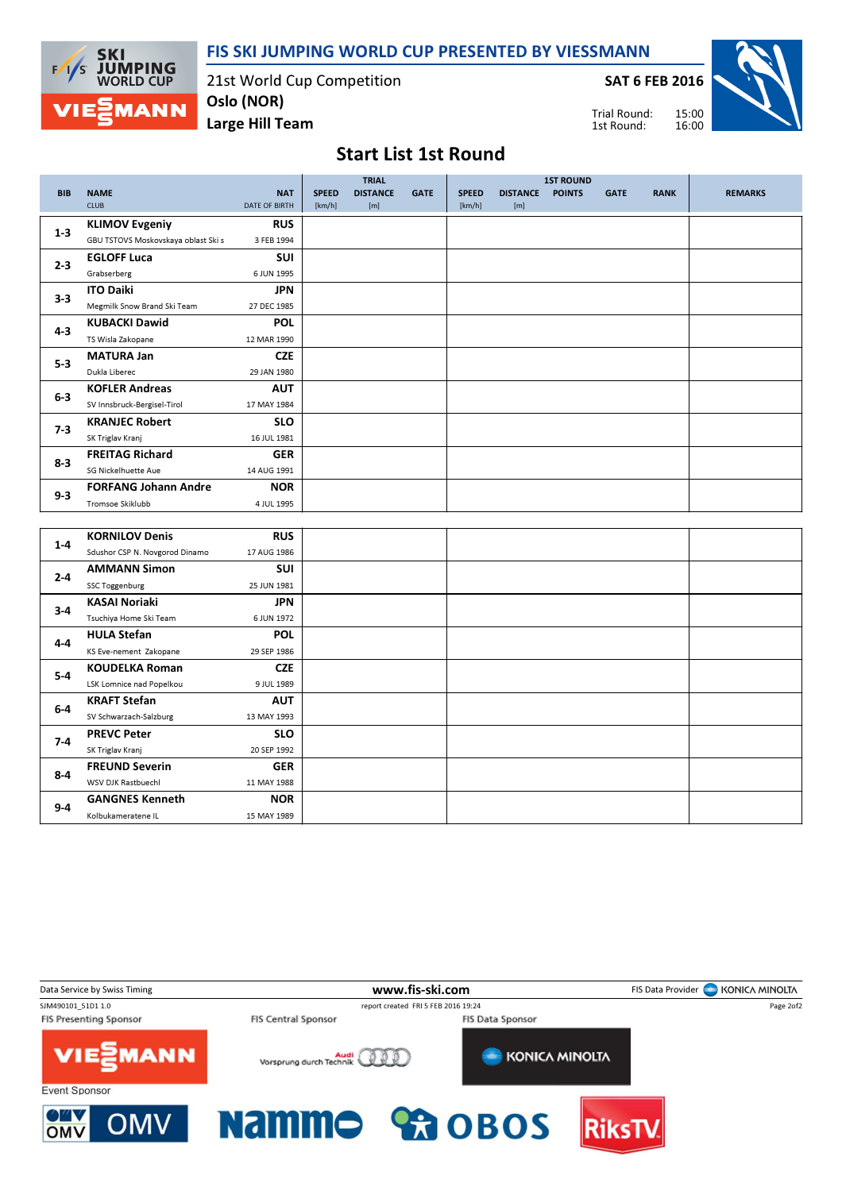# FIS SKI JUMPING WORLD CUP PRESENTED BY VIESSMANN

21st World Cup Competition
Oslo (NOR)
Large Hill Team

**SAT 6 FEB 2016**

Trial Round: 15:00
1st Round: 16:00

## Start List 1st Round

| BIB | NAME / CLUB | NAT / DATE OF BIRTH | TRIAL SPEED [km/h] | TRIAL DISTANCE [m] | TRIAL GATE | 1ST ROUND SPEED [km/h] | 1ST ROUND DISTANCE [m] | 1ST ROUND POINTS | 1ST ROUND GATE | 1ST ROUND RANK | REMARKS |
|---|---|---|---|---|---|---|---|---|---|---|---|
| 1-3 | **KLIMOV Evgeniy** GBU TSTOVS Moskovskaya oblast Ski s | **RUS** 3 FEB 1994 | | | | | | | | | |
| 2-3 | **EGLOFF Luca** Grabserberg | **SUI** 6 JUN 1995 | | | | | | | | | |
| 3-3 | **ITO Daiki** Megmilk Snow Brand Ski Team | **JPN** 27 DEC 1985 | | | | | | | | | |
| 4-3 | **KUBACKI Dawid** TS Wisla Zakopane | **POL** 12 MAR 1990 | | | | | | | | | |
| 5-3 | **MATURA Jan** Dukla Liberec | **CZE** 29 JAN 1980 | | | | | | | | | |
| 6-3 | **KOFLER Andreas** SV Innsbruck-Bergisel-Tirol | **AUT** 17 MAY 1984 | | | | | | | | | |
| 7-3 | **KRANJEC Robert** SK Triglav Kranj | **SLO** 16 JUL 1981 | | | | | | | | | |
| 8-3 | **FREITAG Richard** SG Nickelhuette Aue | **GER** 14 AUG 1991 | | | | | | | | | |
| 9-3 | **FORFANG Johann Andre** Tromsoe Skiklubb | **NOR** 4 JUL 1995 | | | | | | | | | |
| 1-4 | **KORNILOV Denis** Sdushor CSP N. Novgorod Dinamo | **RUS** 17 AUG 1986 | | | | | | | | | |
| 2-4 | **AMMANN Simon** SSC Toggenburg | **SUI** 25 JUN 1981 | | | | | | | | | |
| 3-4 | **KASAI Noriaki** Tsuchiya Home Ski Team | **JPN** 6 JUN 1972 | | | | | | | | | |
| 4-4 | **HULA Stefan** KS Eve-nement Zakopane | **POL** 29 SEP 1986 | | | | | | | | | |
| 5-4 | **KOUDELKA Roman** LSK Lomnice nad Popelkou | **CZE** 9 JUL 1989 | | | | | | | | | |
| 6-4 | **KRAFT Stefan** SV Schwarzach-Salzburg | **AUT** 13 MAY 1993 | | | | | | | | | |
| 7-4 | **PREVC Peter** SK Triglav Kranj | **SLO** 20 SEP 1992 | | | | | | | | | |
| 8-4 | **FREUND Severin** WSV DJK Rastbuechl | **GER** 11 MAY 1988 | | | | | | | | | |
| 9-4 | **GANGNES Kenneth** Kolbukameratene IL | **NOR** 15 MAY 1989 | | | | | | | | | |

Data Service by Swiss Timing — www.fis-ski.com — FIS Data Provider KONICA MINOLTA

SJM490101_51D1 1.0 — report created FRI 5 FEB 2016 19:24

FIS Presenting Sponsor: VIESSMANN — FIS Central Sponsor: Audi Vorsprung durch Technik — FIS Data Sponsor: KONICA MINOLTA

Event Sponsor: OMV, Nammo, OBOS, RiksTV